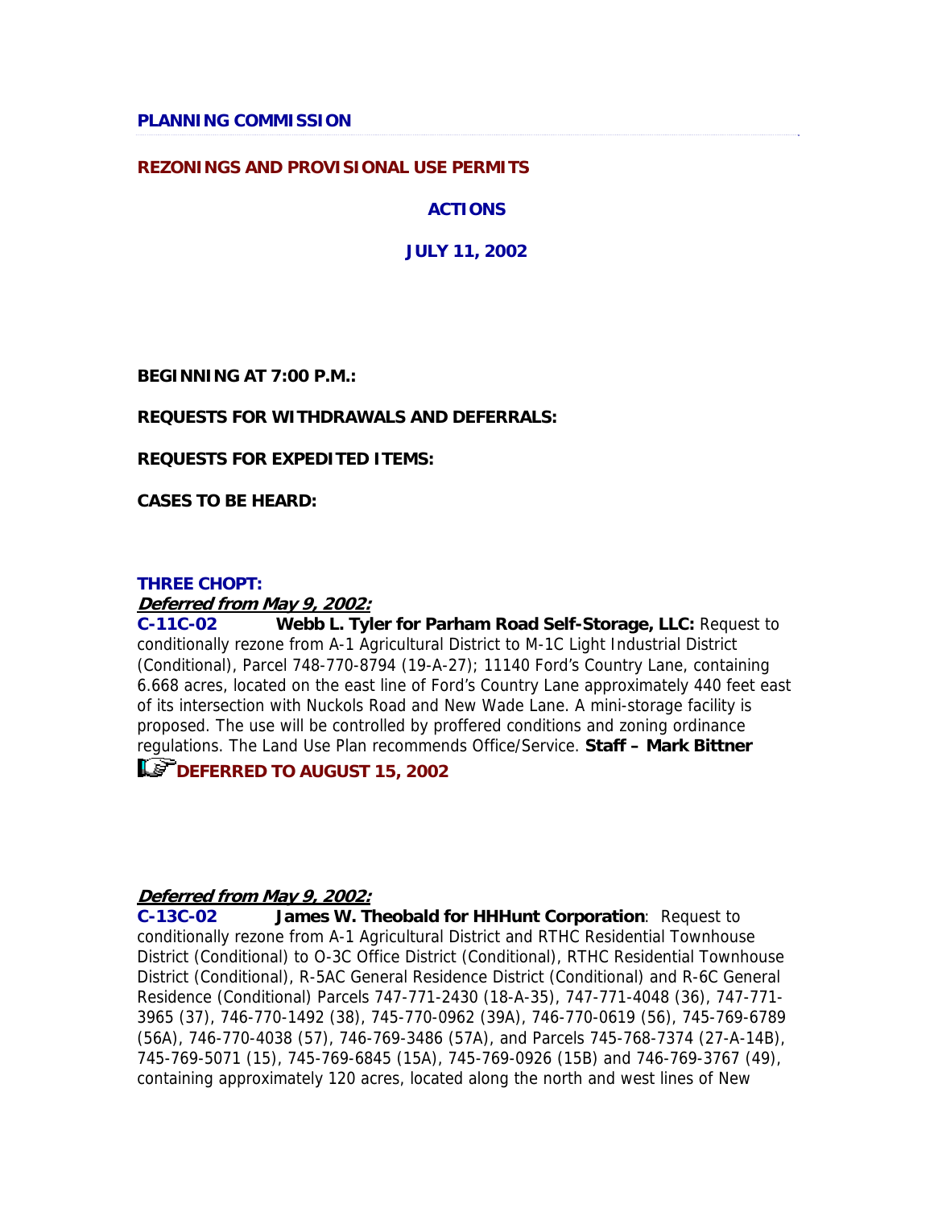**PLANNING COMMISSION**

**REZONINGS AND PROVISIONAL USE PERMITS**

**ACTIONS**

**JULY 11, 2002**

**BEGINNING AT 7:00 P.M.:**

**REQUESTS FOR WITHDRAWALS AND DEFERRALS:**

**REQUESTS FOR EXPEDITED ITEMS:**

**CASES TO BE HEARD:**

**THREE CHOPT:**

***Deferred from May 9, 2002:***

**C-11C-02** **Webb L. Tyler for Parham Road Self-Storage, LLC:** Request to conditionally rezone from A-1 Agricultural District to M-1C Light Industrial District (Conditional), Parcel 748-770-8794 (19-A-27); 11140 Ford's Country Lane, containing 6.668 acres, located on the east line of Ford's Country Lane approximately 440 feet east of its intersection with Nuckols Road and New Wade Lane. A mini-storage facility is proposed. The use will be controlled by proffered conditions and zoning ordinance regulations. The Land Use Plan recommends Office/Service. **Staff – Mark Bittner**

**DEFERRED TO AUGUST 15, 2002**

***Deferred from May 9, 2002:***

**C-13C-02** **James W. Theobald for HHHunt Corporation**: Request to conditionally rezone from A-1 Agricultural District and RTHC Residential Townhouse District (Conditional) to O-3C Office District (Conditional), RTHC Residential Townhouse District (Conditional), R-5AC General Residence District (Conditional) and R-6C General Residence (Conditional) Parcels 747-771-2430 (18-A-35), 747-771-4048 (36), 747-771-3965 (37), 746-770-1492 (38), 745-770-0962 (39A), 746-770-0619 (56), 745-769-6789 (56A), 746-770-4038 (57), 746-769-3486 (57A), and Parcels 745-768-7374 (27-A-14B), 745-769-5071 (15), 745-769-6845 (15A), 745-769-0926 (15B) and 746-769-3767 (49), containing approximately 120 acres, located along the north and west lines of New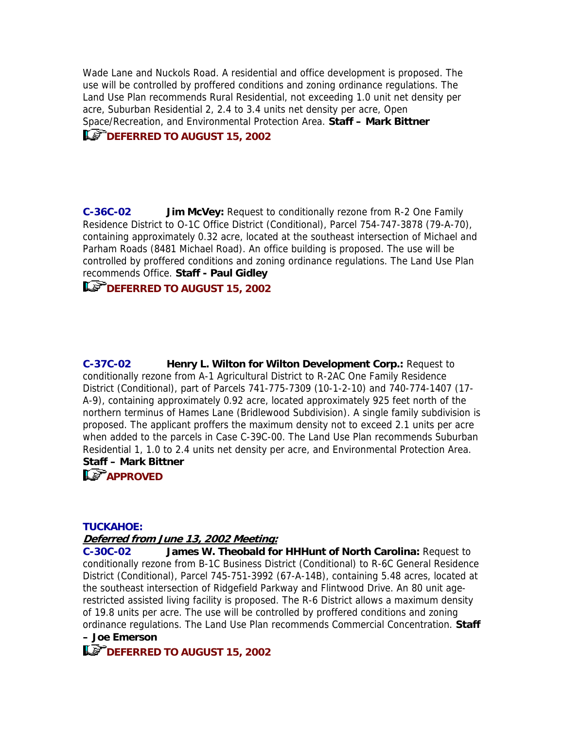Wade Lane and Nuckols Road. A residential and office development is proposed. The use will be controlled by proffered conditions and zoning ordinance regulations. The Land Use Plan recommends Rural Residential, not exceeding 1.0 unit net density per acre, Suburban Residential 2, 2.4 to 3.4 units net density per acre, Open Space/Recreation, and Environmental Protection Area. **Staff – Mark Bittner**

**DEFERRED TO AUGUST 15, 2002**

**C-36C-02** **Jim McVey:** Request to conditionally rezone from R-2 One Family Residence District to O-1C Office District (Conditional), Parcel 754-747-3878 (79-A-70), containing approximately 0.32 acre, located at the southeast intersection of Michael and Parham Roads (8481 Michael Road). An office building is proposed. The use will be controlled by proffered conditions and zoning ordinance regulations. The Land Use Plan recommends Office. **Staff - Paul Gidley**

**DEFERRED TO AUGUST 15, 2002**

**C-37C-02** **Henry L. Wilton for Wilton Development Corp.:** Request to conditionally rezone from A-1 Agricultural District to R-2AC One Family Residence District (Conditional), part of Parcels 741-775-7309 (10-1-2-10) and 740-774-1407 (17-A-9), containing approximately 0.92 acre, located approximately 925 feet north of the northern terminus of Hames Lane (Bridlewood Subdivision). A single family subdivision is proposed. The applicant proffers the maximum density not to exceed 2.1 units per acre when added to the parcels in Case C-39C-00. The Land Use Plan recommends Suburban Residential 1, 1.0 to 2.4 units net density per acre, and Environmental Protection Area. **Staff – Mark Bittner**

**APPROVED**

**TUCKAHOE:**

***Deferred from June 13, 2002 Meeting:***

**C-30C-02** **James W. Theobald for HHHunt of North Carolina:** Request to conditionally rezone from B-1C Business District (Conditional) to R-6C General Residence District (Conditional), Parcel 745-751-3992 (67-A-14B), containing 5.48 acres, located at the southeast intersection of Ridgefield Parkway and Flintwood Drive. An 80 unit age-restricted assisted living facility is proposed. The R-6 District allows a maximum density of 19.8 units per acre. The use will be controlled by proffered conditions and zoning ordinance regulations. The Land Use Plan recommends Commercial Concentration. **Staff – Joe Emerson**

**DEFERRED TO AUGUST 15, 2002**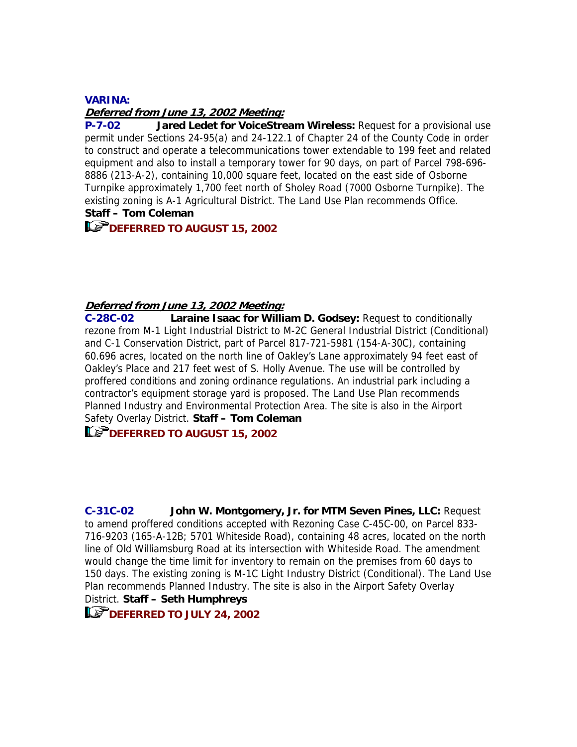**VARINA:**

***Deferred from June 13, 2002 Meeting:***

**P-7-02** **Jared Ledet for VoiceStream Wireless:** Request for a provisional use permit under Sections 24-95(a) and 24-122.1 of Chapter 24 of the County Code in order to construct and operate a telecommunications tower extendable to 199 feet and related equipment and also to install a temporary tower for 90 days, on part of Parcel 798-696-8886 (213-A-2), containing 10,000 square feet, located on the east side of Osborne Turnpike approximately 1,700 feet north of Sholey Road (7000 Osborne Turnpike). The existing zoning is A-1 Agricultural District. The Land Use Plan recommends Office. **Staff – Tom Coleman**

**DEFERRED TO AUGUST 15, 2002**

***Deferred from June 13, 2002 Meeting:***

**C-28C-02** **Laraine Isaac for William D. Godsey:** Request to conditionally rezone from M-1 Light Industrial District to M-2C General Industrial District (Conditional) and C-1 Conservation District, part of Parcel 817-721-5981 (154-A-30C), containing 60.696 acres, located on the north line of Oakley's Lane approximately 94 feet east of Oakley's Place and 217 feet west of S. Holly Avenue. The use will be controlled by proffered conditions and zoning ordinance regulations. An industrial park including a contractor's equipment storage yard is proposed. The Land Use Plan recommends Planned Industry and Environmental Protection Area. The site is also in the Airport Safety Overlay District. **Staff – Tom Coleman**

**DEFERRED TO AUGUST 15, 2002**

**C-31C-02** **John W. Montgomery, Jr. for MTM Seven Pines, LLC:** Request to amend proffered conditions accepted with Rezoning Case C-45C-00, on Parcel 833-716-9203 (165-A-12B; 5701 Whiteside Road), containing 48 acres, located on the north line of Old Williamsburg Road at its intersection with Whiteside Road. The amendment would change the time limit for inventory to remain on the premises from 60 days to 150 days. The existing zoning is M-1C Light Industry District (Conditional). The Land Use Plan recommends Planned Industry. The site is also in the Airport Safety Overlay District. **Staff – Seth Humphreys**

**DEFERRED TO JULY 24, 2002**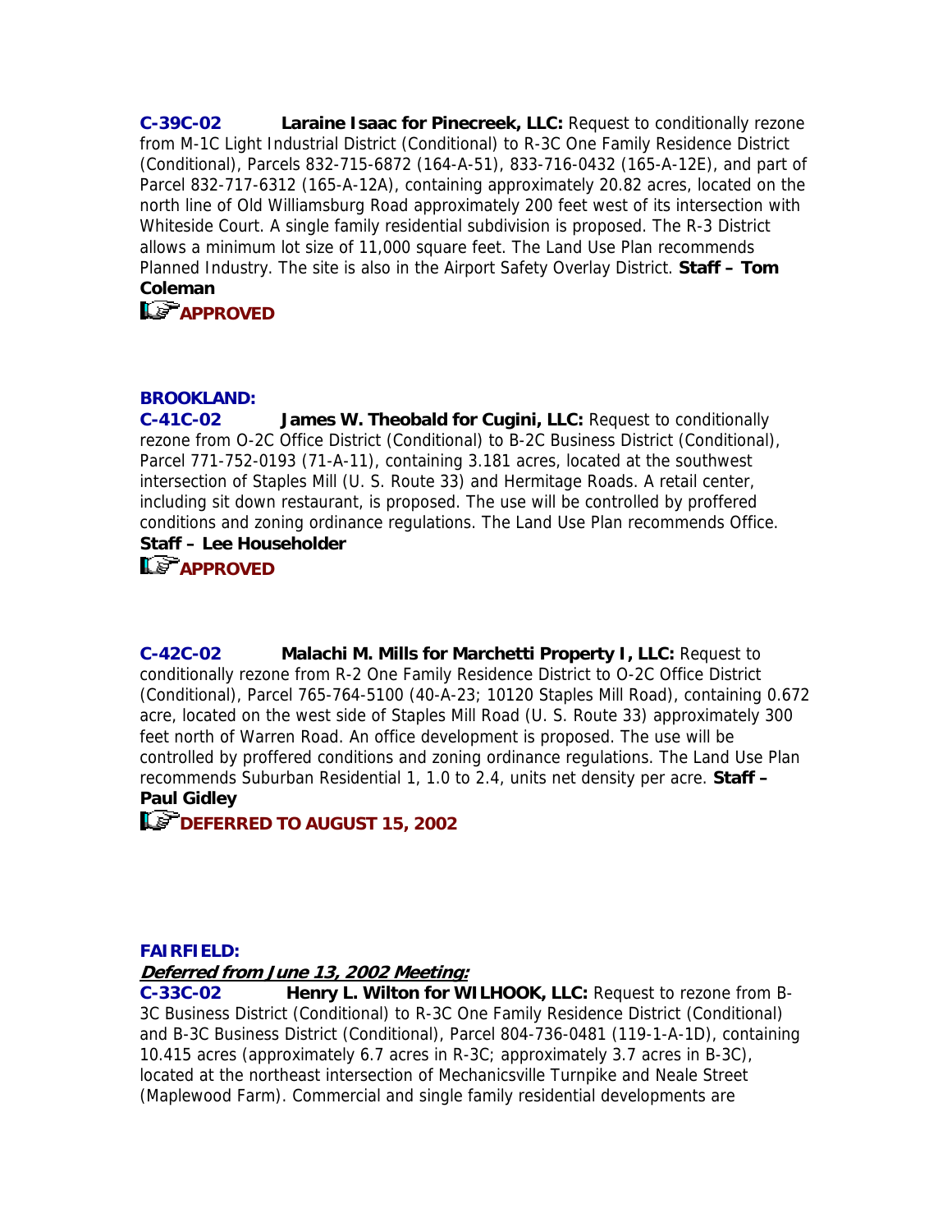**C-39C-02** **Laraine Isaac for Pinecreek, LLC:** Request to conditionally rezone from M-1C Light Industrial District (Conditional) to R-3C One Family Residence District (Conditional), Parcels 832-715-6872 (164-A-51), 833-716-0432 (165-A-12E), and part of Parcel 832-717-6312 (165-A-12A), containing approximately 20.82 acres, located on the north line of Old Williamsburg Road approximately 200 feet west of its intersection with Whiteside Court. A single family residential subdivision is proposed. The R-3 District allows a minimum lot size of 11,000 square feet. The Land Use Plan recommends Planned Industry. The site is also in the Airport Safety Overlay District. **Staff – Tom Coleman**

**APPROVED**

**BROOKLAND:**

**C-41C-02** **James W. Theobald for Cugini, LLC:** Request to conditionally rezone from O-2C Office District (Conditional) to B-2C Business District (Conditional), Parcel 771-752-0193 (71-A-11), containing 3.181 acres, located at the southwest intersection of Staples Mill (U. S. Route 33) and Hermitage Roads. A retail center, including sit down restaurant, is proposed. The use will be controlled by proffered conditions and zoning ordinance regulations. The Land Use Plan recommends Office. **Staff – Lee Householder**

**APPROVED**

**C-42C-02** **Malachi M. Mills for Marchetti Property I, LLC:** Request to conditionally rezone from R-2 One Family Residence District to O-2C Office District (Conditional), Parcel 765-764-5100 (40-A-23; 10120 Staples Mill Road), containing 0.672 acre, located on the west side of Staples Mill Road (U. S. Route 33) approximately 300 feet north of Warren Road. An office development is proposed. The use will be controlled by proffered conditions and zoning ordinance regulations. The Land Use Plan recommends Suburban Residential 1, 1.0 to 2.4, units net density per acre. **Staff – Paul Gidley**

**DEFERRED TO AUGUST 15, 2002**

**FAIRFIELD:**

***Deferred from June 13, 2002 Meeting:***

**C-33C-02** **Henry L. Wilton for WILHOOK, LLC:** Request to rezone from B-3C Business District (Conditional) to R-3C One Family Residence District (Conditional) and B-3C Business District (Conditional), Parcel 804-736-0481 (119-1-A-1D), containing 10.415 acres (approximately 6.7 acres in R-3C; approximately 3.7 acres in B-3C), located at the northeast intersection of Mechanicsville Turnpike and Neale Street (Maplewood Farm). Commercial and single family residential developments are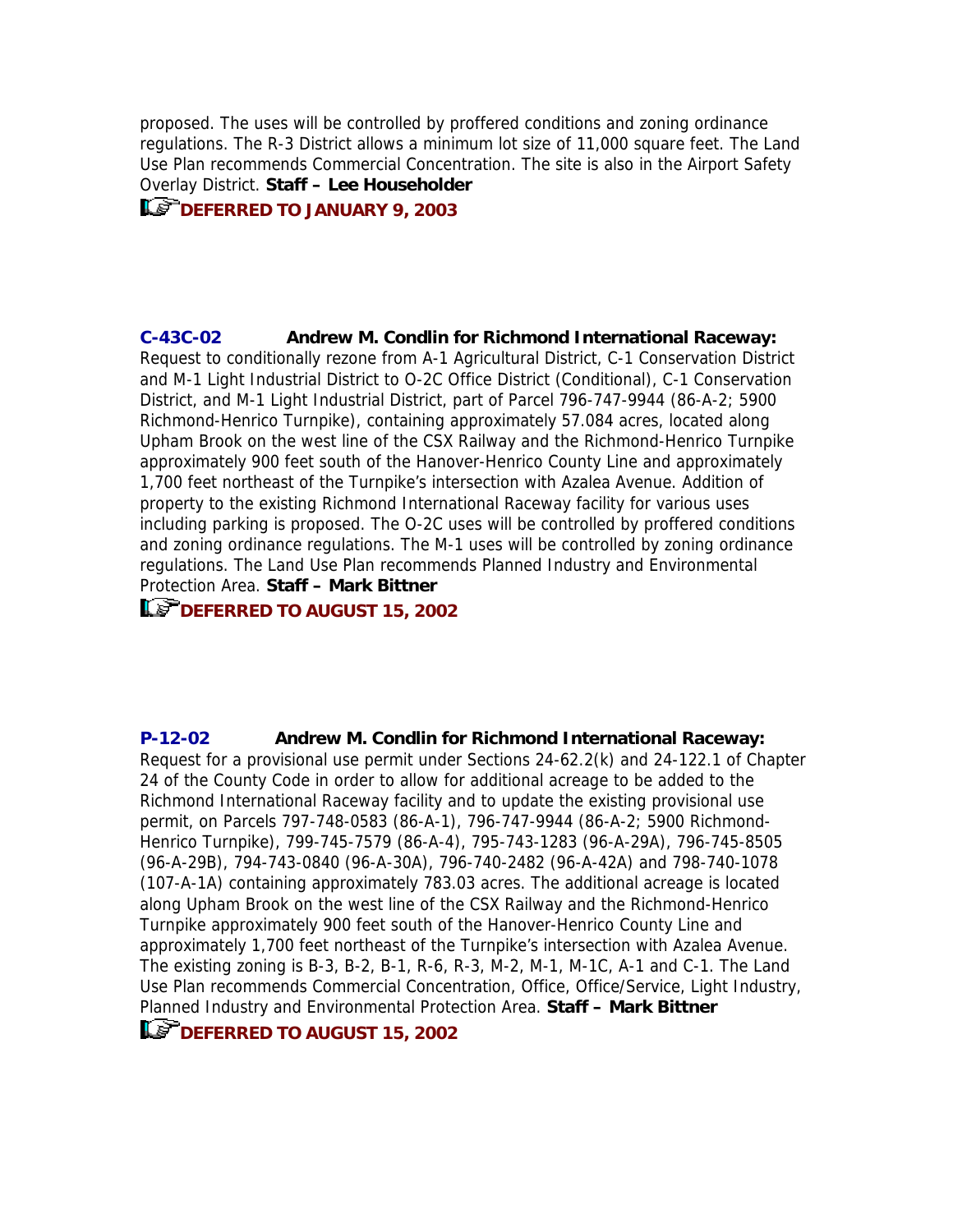proposed. The uses will be controlled by proffered conditions and zoning ordinance regulations. The R-3 District allows a minimum lot size of 11,000 square feet. The Land Use Plan recommends Commercial Concentration. The site is also in the Airport Safety Overlay District. **Staff – Lee Householder**

**DEFERRED TO JANUARY 9, 2003**

**C-43C-02 Andrew M. Condlin for Richmond International Raceway:** Request to conditionally rezone from A-1 Agricultural District, C-1 Conservation District and M-1 Light Industrial District to O-2C Office District (Conditional), C-1 Conservation District, and M-1 Light Industrial District, part of Parcel 796-747-9944 (86-A-2; 5900 Richmond-Henrico Turnpike), containing approximately 57.084 acres, located along Upham Brook on the west line of the CSX Railway and the Richmond-Henrico Turnpike approximately 900 feet south of the Hanover-Henrico County Line and approximately 1,700 feet northeast of the Turnpike's intersection with Azalea Avenue. Addition of property to the existing Richmond International Raceway facility for various uses including parking is proposed. The O-2C uses will be controlled by proffered conditions and zoning ordinance regulations. The M-1 uses will be controlled by zoning ordinance regulations. The Land Use Plan recommends Planned Industry and Environmental Protection Area. **Staff – Mark Bittner**

**DEFERRED TO AUGUST 15, 2002**

**P-12-02 Andrew M. Condlin for Richmond International Raceway:** Request for a provisional use permit under Sections 24-62.2(k) and 24-122.1 of Chapter 24 of the County Code in order to allow for additional acreage to be added to the Richmond International Raceway facility and to update the existing provisional use permit, on Parcels 797-748-0583 (86-A-1), 796-747-9944 (86-A-2; 5900 Richmond-Henrico Turnpike), 799-745-7579 (86-A-4), 795-743-1283 (96-A-29A), 796-745-8505 (96-A-29B), 794-743-0840 (96-A-30A), 796-740-2482 (96-A-42A) and 798-740-1078 (107-A-1A) containing approximately 783.03 acres. The additional acreage is located along Upham Brook on the west line of the CSX Railway and the Richmond-Henrico Turnpike approximately 900 feet south of the Hanover-Henrico County Line and approximately 1,700 feet northeast of the Turnpike's intersection with Azalea Avenue. The existing zoning is B-3, B-2, B-1, R-6, R-3, M-2, M-1, M-1C, A-1 and C-1. The Land Use Plan recommends Commercial Concentration, Office, Office/Service, Light Industry, Planned Industry and Environmental Protection Area. **Staff – Mark Bittner**

**DEFERRED TO AUGUST 15, 2002**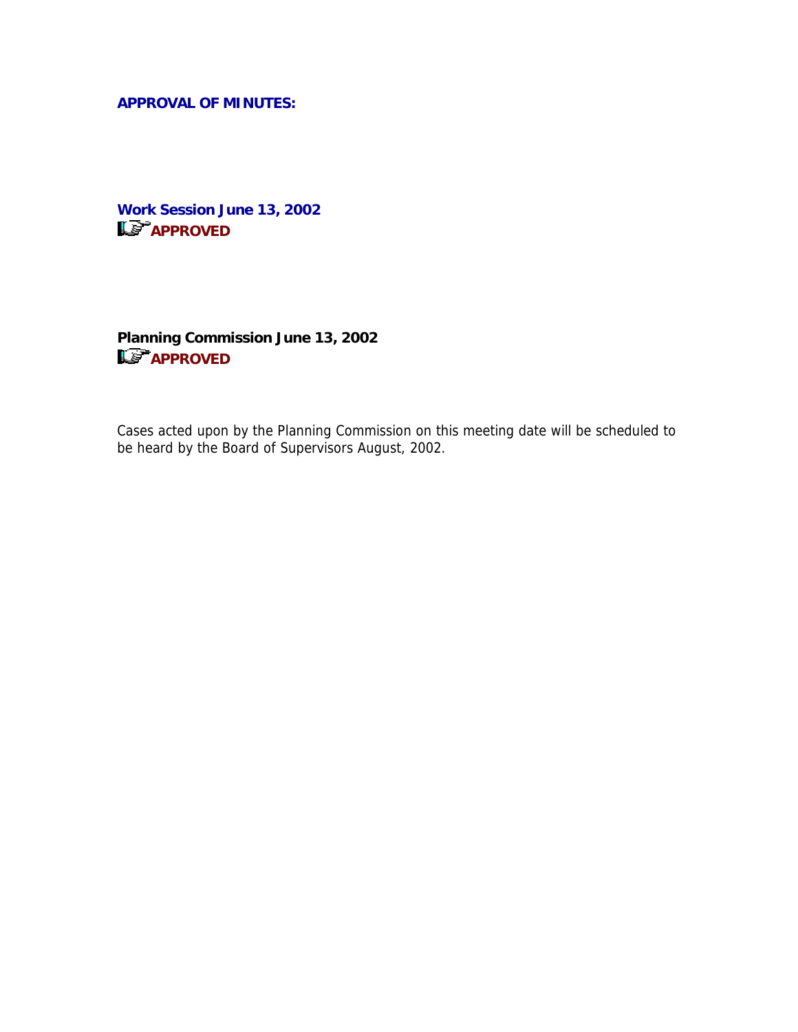## APPROVAL OF MINUTES:

**Work Session June 13, 2002**
**APPROVED**

**Planning Commission June 13, 2002**
**APPROVED**

Cases acted upon by the Planning Commission on this meeting date will be scheduled to be heard by the Board of Supervisors August, 2002.